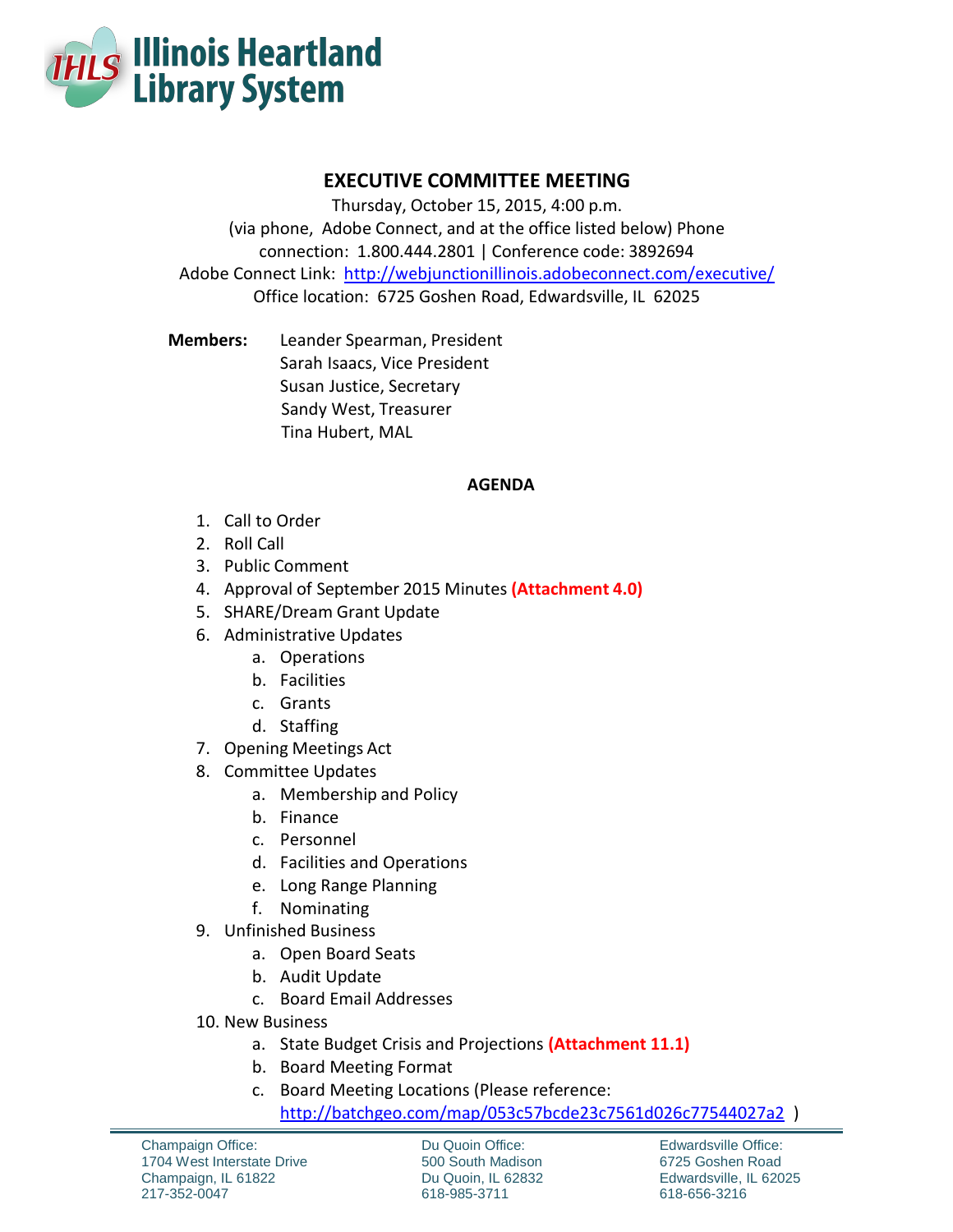**Illinois Heartland Library System**

# EXECUTIVE COMMITTEE MEETING

Thursday, October 15, 2015, 4:00 p.m.
(via phone, Adobe Connect, and at the office listed below) Phone connection: 1.800.444.2801 | Conference code: 3892694
Adobe Connect Link: http://webjunctionillinois.adobeconnect.com/executive/
Office location: 6725 Goshen Road, Edwardsville, IL 62025

**Members:** Leander Spearman, President
Sarah Isaacs, Vice President
Susan Justice, Secretary
Sandy West, Treasurer
Tina Hubert, MAL

## AGENDA

1. Call to Order
2. Roll Call
3. Public Comment
4. Approval of September 2015 Minutes **(Attachment 4.0)**
5. SHARE/Dream Grant Update
6. Administrative Updates
   a. Operations
   b. Facilities
   c. Grants
   d. Staffing
7. Opening Meetings Act
8. Committee Updates
   a. Membership and Policy
   b. Finance
   c. Personnel
   d. Facilities and Operations
   e. Long Range Planning
   f. Nominating
9. Unfinished Business
   a. Open Board Seats
   b. Audit Update
   c. Board Email Addresses
10. New Business
    a. State Budget Crisis and Projections **(Attachment 11.1)**
    b. Board Meeting Format
    c. Board Meeting Locations (Please reference: http://batchgeo.com/map/053c57bcde23c7561d026c77544027a2 )

Champaign Office:
1704 West Interstate Drive
Champaign, IL 61822
217-352-0047

Du Quoin Office:
500 South Madison
Du Quoin, IL 62832
618-985-3711

Edwardsville Office:
6725 Goshen Road
Edwardsville, IL 62025
618-656-3216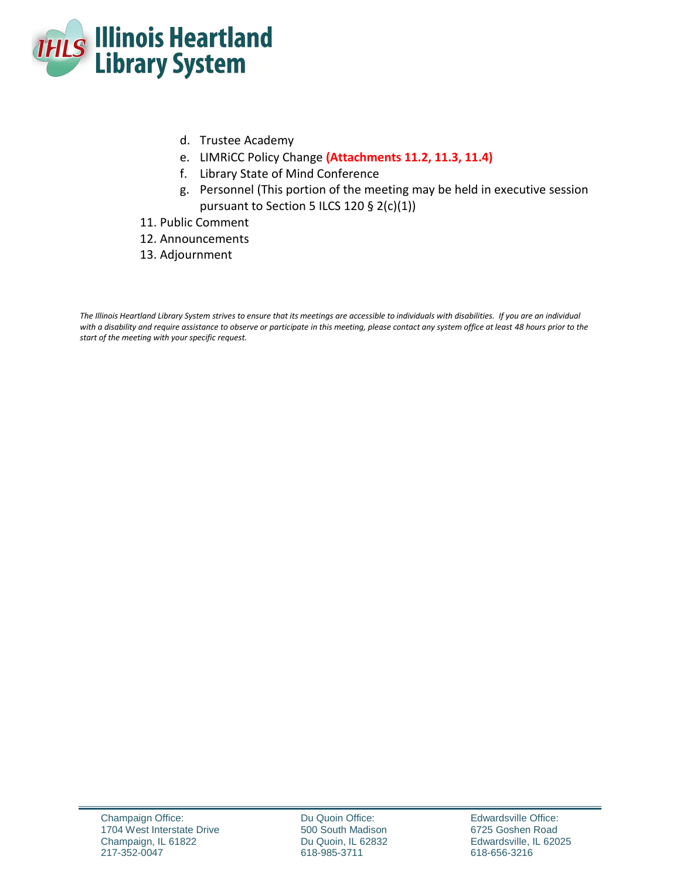d. Trustee Academy
e. LIMRiCC Policy Change **(Attachments 11.2, 11.3, 11.4)**
f. Library State of Mind Conference
g. Personnel (This portion of the meeting may be held in executive session pursuant to Section 5 ILCS 120 § 2(c)(1))

11. Public Comment
12. Announcements
13. Adjournment

*The Illinois Heartland Library System strives to ensure that its meetings are accessible to individuals with disabilities. If you are an individual with a disability and require assistance to observe or participate in this meeting, please contact any system office at least 48 hours prior to the start of the meeting with your specific request.*

Champaign Office:
1704 West Interstate Drive
Champaign, IL 61822
217-352-0047

Du Quoin Office:
500 South Madison
Du Quoin, IL 62832
618-985-3711

Edwardsville Office:
6725 Goshen Road
Edwardsville, IL 62025
618-656-3216